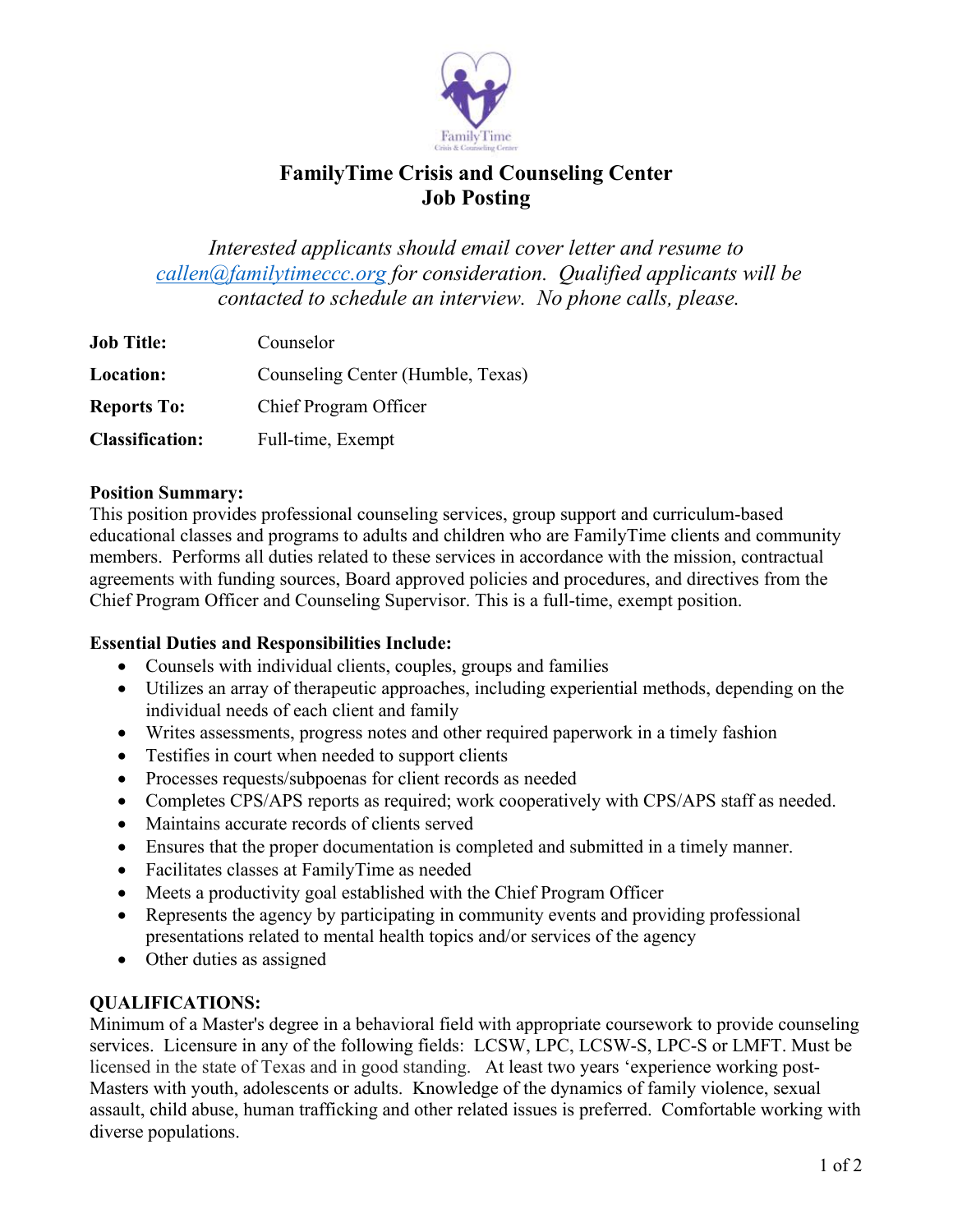# FamilyTime Crisis and Counseling Center
# Job Posting

*Interested applicants should email cover letter and resume to [callen@familytimeccc.org](mailto:callen@familytimeccc.org) for consideration. Qualified applicants will be contacted to schedule an interview. No phone calls, please.*

| | |
|---|---|
| **Job Title:** | Counselor |
| **Location:** | Counseling Center (Humble, Texas) |
| **Reports To:** | Chief Program Officer |
| **Classification:** | Full-time, Exempt |

**Position Summary:**
This position provides professional counseling services, group support and curriculum-based educational classes and programs to adults and children who are FamilyTime clients and community members. Performs all duties related to these services in accordance with the mission, contractual agreements with funding sources, Board approved policies and procedures, and directives from the Chief Program Officer and Counseling Supervisor. This is a full-time, exempt position.

**Essential Duties and Responsibilities Include:**

- Counsels with individual clients, couples, groups and families
- Utilizes an array of therapeutic approaches, including experiential methods, depending on the individual needs of each client and family
- Writes assessments, progress notes and other required paperwork in a timely fashion
- Testifies in court when needed to support clients
- Processes requests/subpoenas for client records as needed
- Completes CPS/APS reports as required; work cooperatively with CPS/APS staff as needed.
- Maintains accurate records of clients served
- Ensures that the proper documentation is completed and submitted in a timely manner.
- Facilitates classes at FamilyTime as needed
- Meets a productivity goal established with the Chief Program Officer
- Represents the agency by participating in community events and providing professional presentations related to mental health topics and/or services of the agency
- Other duties as assigned

**QUALIFICATIONS:**
Minimum of a Master's degree in a behavioral field with appropriate coursework to provide counseling services. Licensure in any of the following fields: LCSW, LPC, LCSW-S, LPC-S or LMFT. Must be licensed in the state of Texas and in good standing. At least two years 'experience working post-Masters with youth, adolescents or adults. Knowledge of the dynamics of family violence, sexual assault, child abuse, human trafficking and other related issues is preferred. Comfortable working with diverse populations.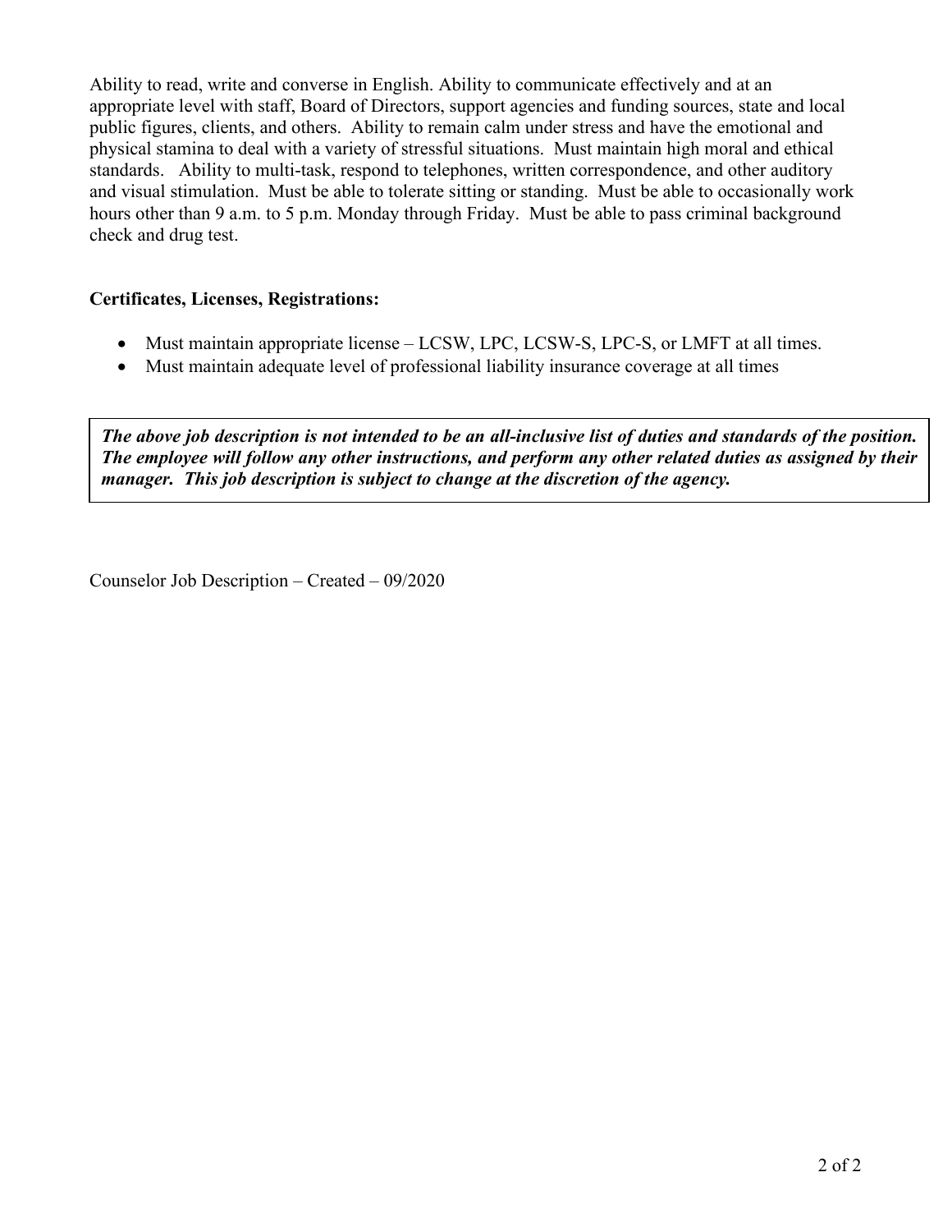Ability to read, write and converse in English. Ability to communicate effectively and at an appropriate level with staff, Board of Directors, support agencies and funding sources, state and local public figures, clients, and others. Ability to remain calm under stress and have the emotional and physical stamina to deal with a variety of stressful situations. Must maintain high moral and ethical standards. Ability to multi-task, respond to telephones, written correspondence, and other auditory and visual stimulation. Must be able to tolerate sitting or standing. Must be able to occasionally work hours other than 9 a.m. to 5 p.m. Monday through Friday. Must be able to pass criminal background check and drug test.

**Certificates, Licenses, Registrations:**

- Must maintain appropriate license – LCSW, LPC, LCSW-S, LPC-S, or LMFT at all times.
- Must maintain adequate level of professional liability insurance coverage at all times

***The above job description is not intended to be an all-inclusive list of duties and standards of the position. The employee will follow any other instructions, and perform any other related duties as assigned by their manager. This job description is subject to change at the discretion of the agency.***

Counselor Job Description – Created – 09/2020